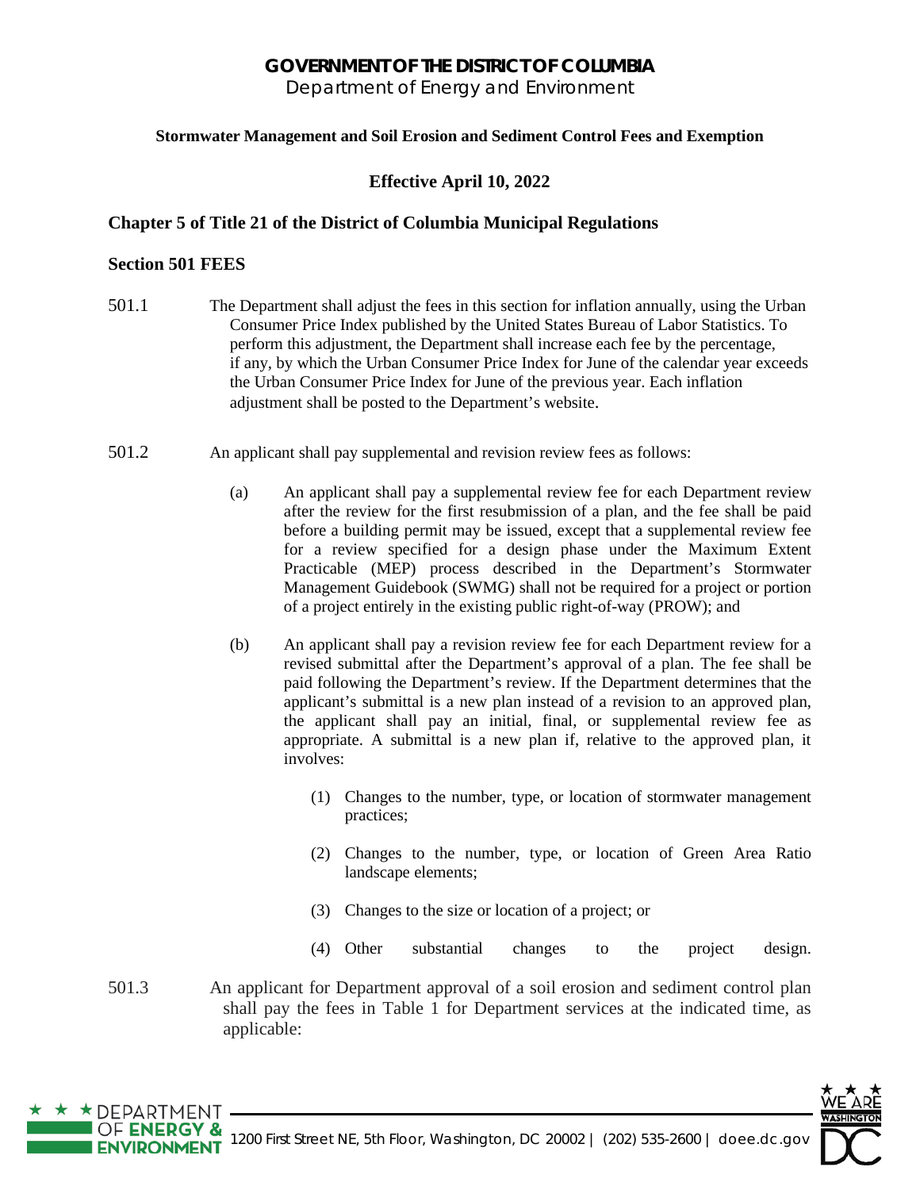# GOVERNMENT OF THE DISTRICT OF COLUMBIA

Department of Energy and Environment

**Stormwater Management and Soil Erosion and Sediment Control Fees and Exemption**

**Effective April 10, 2022**

## Chapter 5 of Title 21 of the District of Columbia Municipal Regulations

### Section 501 FEES

501.1 The Department shall adjust the fees in this section for inflation annually, using the Urban Consumer Price Index published by the United States Bureau of Labor Statistics. To perform this adjustment, the Department shall increase each fee by the percentage, if any, by which the Urban Consumer Price Index for June of the calendar year exceeds the Urban Consumer Price Index for June of the previous year. Each inflation adjustment shall be posted to the Department's website.

501.2 An applicant shall pay supplemental and revision review fees as follows:

(a) An applicant shall pay a supplemental review fee for each Department review after the review for the first resubmission of a plan, and the fee shall be paid before a building permit may be issued, except that a supplemental review fee for a review specified for a design phase under the Maximum Extent Practicable (MEP) process described in the Department's Stormwater Management Guidebook (SWMG) shall not be required for a project or portion of a project entirely in the existing public right-of-way (PROW); and

(b) An applicant shall pay a revision review fee for each Department review for a revised submittal after the Department's approval of a plan. The fee shall be paid following the Department's review. If the Department determines that the applicant's submittal is a new plan instead of a revision to an approved plan, the applicant shall pay an initial, final, or supplemental review fee as appropriate. A submittal is a new plan if, relative to the approved plan, it involves:

(1) Changes to the number, type, or location of stormwater management practices;

(2) Changes to the number, type, or location of Green Area Ratio landscape elements;

(3) Changes to the size or location of a project; or

(4) Other substantial changes to the project design.

501.3 An applicant for Department approval of a soil erosion and sediment control plan shall pay the fees in Table 1 for Department services at the indicated time, as applicable: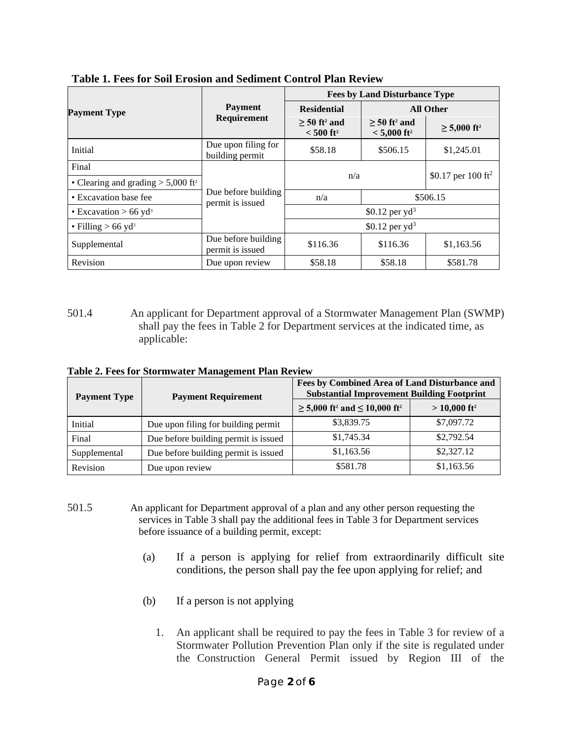**Table 1. Fees for Soil Erosion and Sediment Control Plan Review**

| Payment Type | Payment Requirement | Fees by Land Disturbance Type | | |
|---|---|---|---|---|
| | | Residential | All Other | |
| | | ≥ 50 ft² and < 500 ft² | ≥ 50 ft² and < 5,000 ft² | ≥ 5,000 ft² |
| Initial | Due upon filing for building permit | $58.18 | $506.15 | $1,245.01 |
| Final | Due before building permit is issued | | | |
| • Clearing and grading > 5,000 ft² | | n/a | | $0.17 per 100 ft² |
| • Excavation base fee | | n/a | $506.15 | |
| • Excavation > 66 yd³ | | $0.12 per yd³ | | |
| • Filling > 66 yd³ | | $0.12 per yd³ | | |
| Supplemental | Due before building permit is issued | $116.36 | $116.36 | $1,163.56 |
| Revision | Due upon review | $58.18 | $58.18 | $581.78 |

501.4 An applicant for Department approval of a Stormwater Management Plan (SWMP) shall pay the fees in Table 2 for Department services at the indicated time, as applicable:

**Table 2. Fees for Stormwater Management Plan Review**

| Payment Type | Payment Requirement | Fees by Combined Area of Land Disturbance and Substantial Improvement Building Footprint | |
|---|---|---|---|
| | | ≥ 5,000 ft² and ≤ 10,000 ft² | > 10,000 ft² |
| Initial | Due upon filing for building permit | $3,839.75 | $7,097.72 |
| Final | Due before building permit is issued | $1,745.34 | $2,792.54 |
| Supplemental | Due before building permit is issued | $1,163.56 | $2,327.12 |
| Revision | Due upon review | $581.78 | $1,163.56 |

501.5 An applicant for Department approval of a plan and any other person requesting the services in Table 3 shall pay the additional fees in Table 3 for Department services before issuance of a building permit, except:

(a) If a person is applying for relief from extraordinarily difficult site conditions, the person shall pay the fee upon applying for relief; and

(b) If a person is not applying

1. An applicant shall be required to pay the fees in Table 3 for review of a Stormwater Pollution Prevention Plan only if the site is regulated under the Construction General Permit issued by Region III of the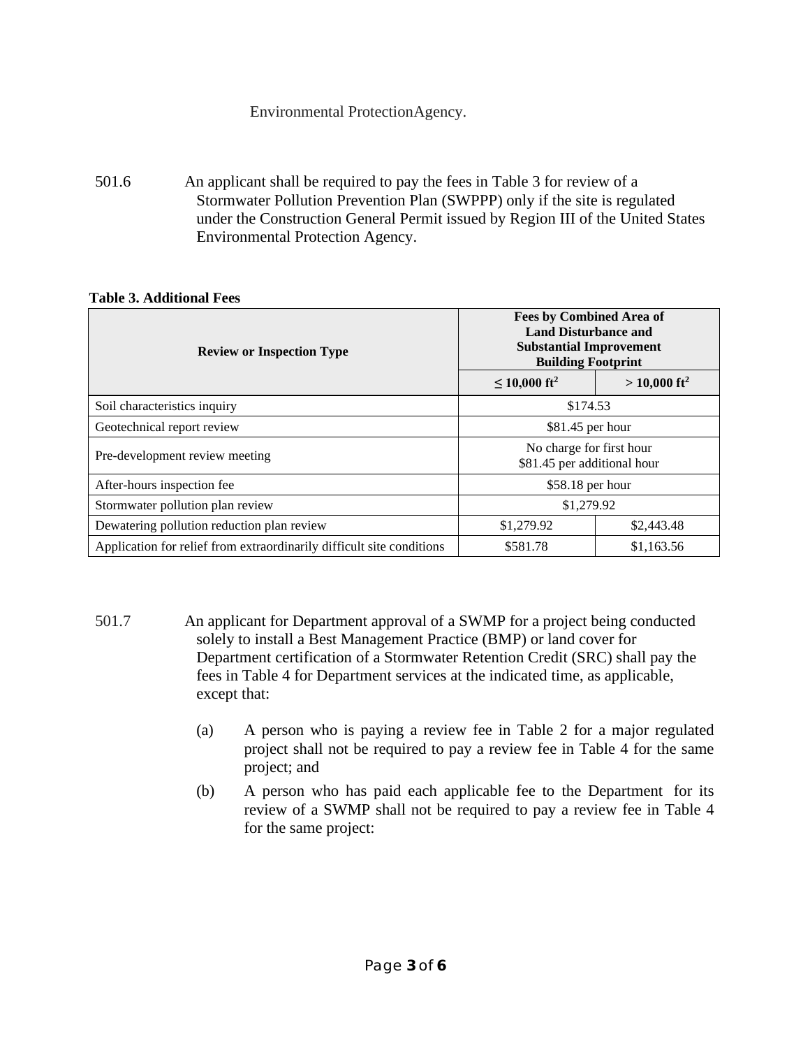Environmental ProtectionAgency.

501.6 An applicant shall be required to pay the fees in Table 3 for review of a Stormwater Pollution Prevention Plan (SWPPP) only if the site is regulated under the Construction General Permit issued by Region III of the United States Environmental Protection Agency.

**Table 3. Additional Fees**

| Review or Inspection Type | Fees by Combined Area of Land Disturbance and Substantial Improvement Building Footprint | |
|---|---|---|
| | **≤ 10,000 ft²** | **> 10,000 ft²** |
| Soil characteristics inquiry | $174.53 | |
| Geotechnical report review | $81.45 per hour | |
| Pre-development review meeting | No charge for first hour<br>$81.45 per additional hour | |
| After-hours inspection fee | $58.18 per hour | |
| Stormwater pollution plan review | $1,279.92 | |
| Dewatering pollution reduction plan review | $1,279.92 | $2,443.48 |
| Application for relief from extraordinarily difficult site conditions | $581.78 | $1,163.56 |

501.7 An applicant for Department approval of a SWMP for a project being conducted solely to install a Best Management Practice (BMP) or land cover for Department certification of a Stormwater Retention Credit (SRC) shall pay the fees in Table 4 for Department services at the indicated time, as applicable, except that:

(a) A person who is paying a review fee in Table 2 for a major regulated project shall not be required to pay a review fee in Table 4 for the same project; and

(b) A person who has paid each applicable fee to the Department for its review of a SWMP shall not be required to pay a review fee in Table 4 for the same project: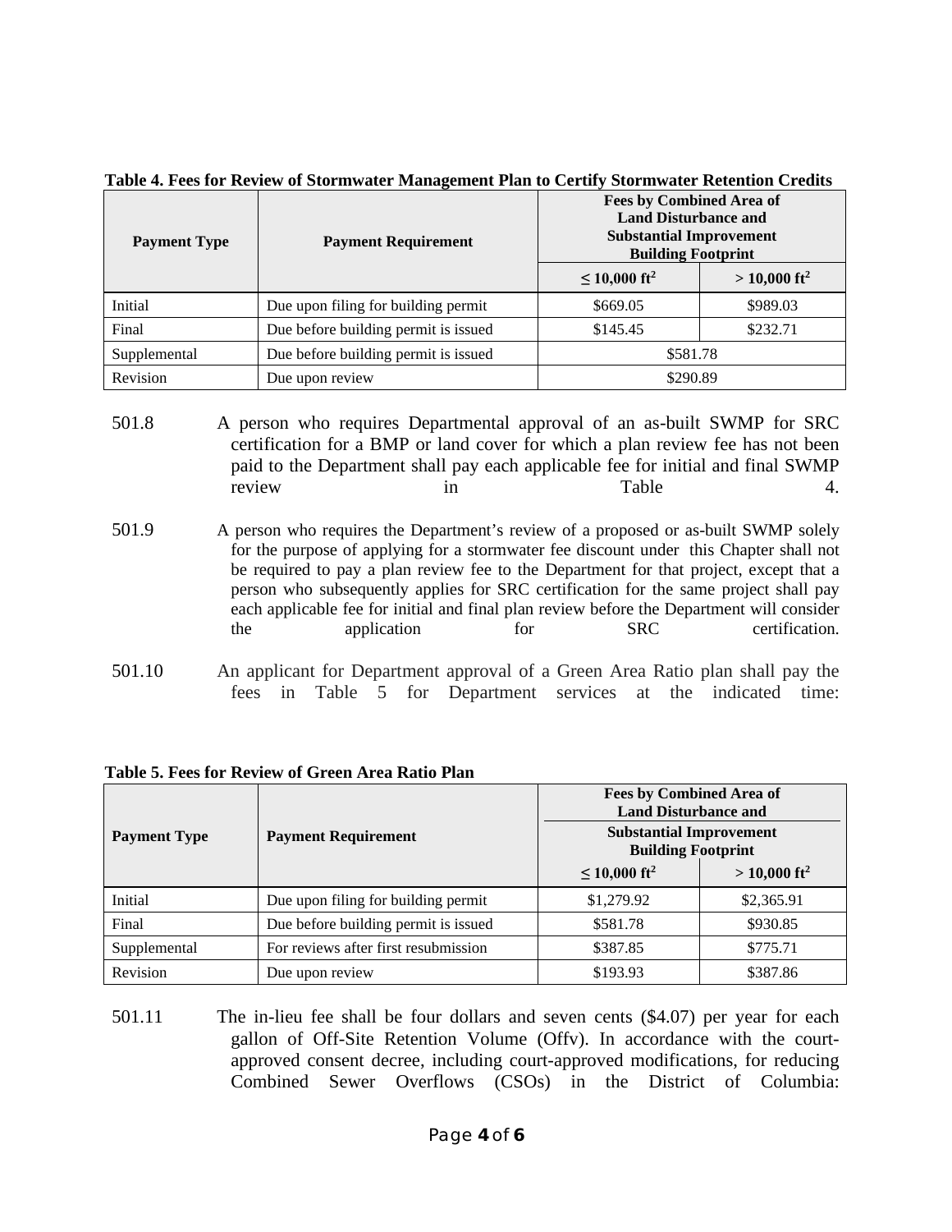**Table 4. Fees for Review of Stormwater Management Plan to Certify Stormwater Retention Credits**

| Payment Type | Payment Requirement | Fees by Combined Area of Land Disturbance and Substantial Improvement Building Footprint | |
|---|---|---|---|
| | | ≤ 10,000 ft$^2$ | > 10,000 ft$^2$ |
| Initial | Due upon filing for building permit | \$669.05 | \$989.03 |
| Final | Due before building permit is issued | \$145.45 | \$232.71 |
| Supplemental | Due before building permit is issued | \$581.78 | |
| Revision | Due upon review | \$290.89 | |

501.8 A person who requires Departmental approval of an as-built SWMP for SRC certification for a BMP or land cover for which a plan review fee has not been paid to the Department shall pay each applicable fee for initial and final SWMP review in Table 4.

501.9 A person who requires the Department's review of a proposed or as-built SWMP solely for the purpose of applying for a stormwater fee discount under this Chapter shall not be required to pay a plan review fee to the Department for that project, except that a person who subsequently applies for SRC certification for the same project shall pay each applicable fee for initial and final plan review before the Department will consider the application for SRC certification.

501.10 An applicant for Department approval of a Green Area Ratio plan shall pay the fees in Table 5 for Department services at the indicated time:

**Table 5. Fees for Review of Green Area Ratio Plan**

| Payment Type | Payment Requirement | Fees by Combined Area of Land Disturbance and Substantial Improvement Building Footprint | |
|---|---|---|---|
| | | ≤ 10,000 ft$^2$ | > 10,000 ft$^2$ |
| Initial | Due upon filing for building permit | \$1,279.92 | \$2,365.91 |
| Final | Due before building permit is issued | \$581.78 | \$930.85 |
| Supplemental | For reviews after first resubmission | \$387.85 | \$775.71 |
| Revision | Due upon review | \$193.93 | \$387.86 |

501.11 The in-lieu fee shall be four dollars and seven cents (\$4.07) per year for each gallon of Off-Site Retention Volume (Offv). In accordance with the court-approved consent decree, including court-approved modifications, for reducing Combined Sewer Overflows (CSOs) in the District of Columbia: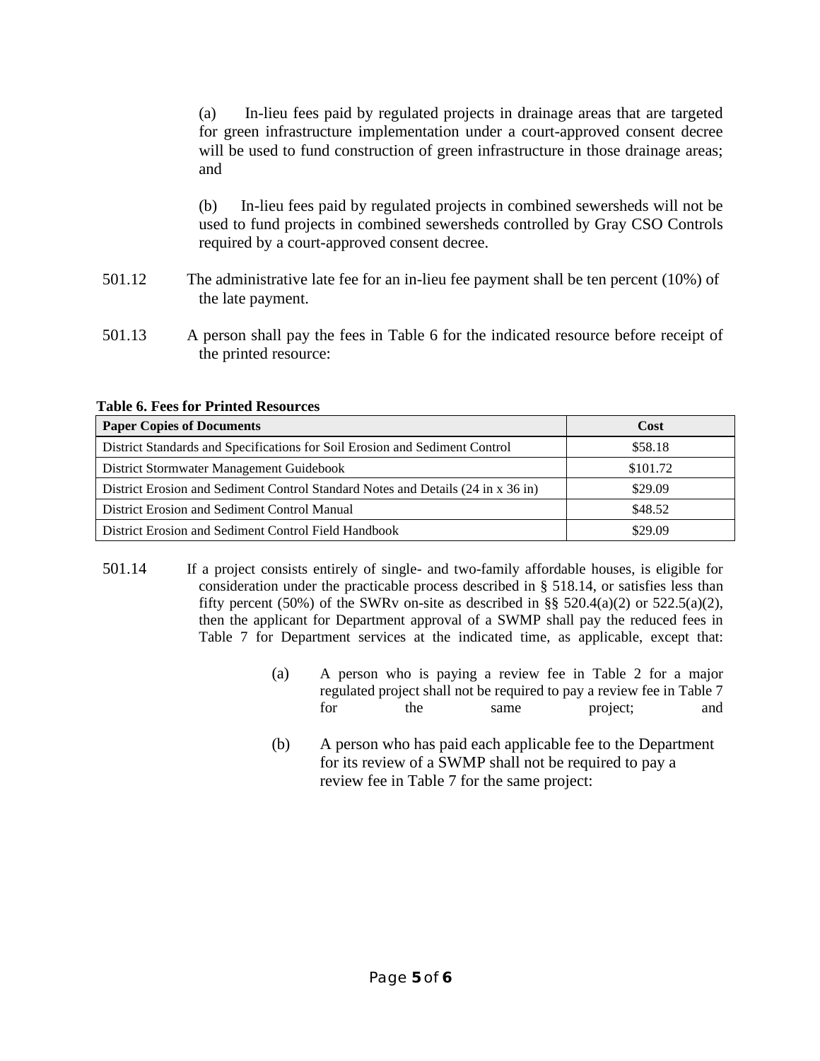(a) In-lieu fees paid by regulated projects in drainage areas that are targeted for green infrastructure implementation under a court-approved consent decree will be used to fund construction of green infrastructure in those drainage areas; and

(b) In-lieu fees paid by regulated projects in combined sewersheds will not be used to fund projects in combined sewersheds controlled by Gray CSO Controls required by a court-approved consent decree.

501.12 The administrative late fee for an in-lieu fee payment shall be ten percent (10%) of the late payment.

501.13 A person shall pay the fees in Table 6 for the indicated resource before receipt of the printed resource:

**Table 6. Fees for Printed Resources**

| Paper Copies of Documents | Cost |
| --- | --- |
| District Standards and Specifications for Soil Erosion and Sediment Control | $58.18 |
| District Stormwater Management Guidebook | $101.72 |
| District Erosion and Sediment Control Standard Notes and Details (24 in x 36 in) | $29.09 |
| District Erosion and Sediment Control Manual | $48.52 |
| District Erosion and Sediment Control Field Handbook | $29.09 |

501.14 If a project consists entirely of single- and two-family affordable houses, is eligible for consideration under the practicable process described in § 518.14, or satisfies less than fifty percent (50%) of the SWRv on-site as described in §§ 520.4(a)(2) or 522.5(a)(2), then the applicant for Department approval of a SWMP shall pay the reduced fees in Table 7 for Department services at the indicated time, as applicable, except that:

(a) A person who is paying a review fee in Table 2 for a major regulated project shall not be required to pay a review fee in Table 7 for the same project; and

(b) A person who has paid each applicable fee to the Department for its review of a SWMP shall not be required to pay a review fee in Table 7 for the same project: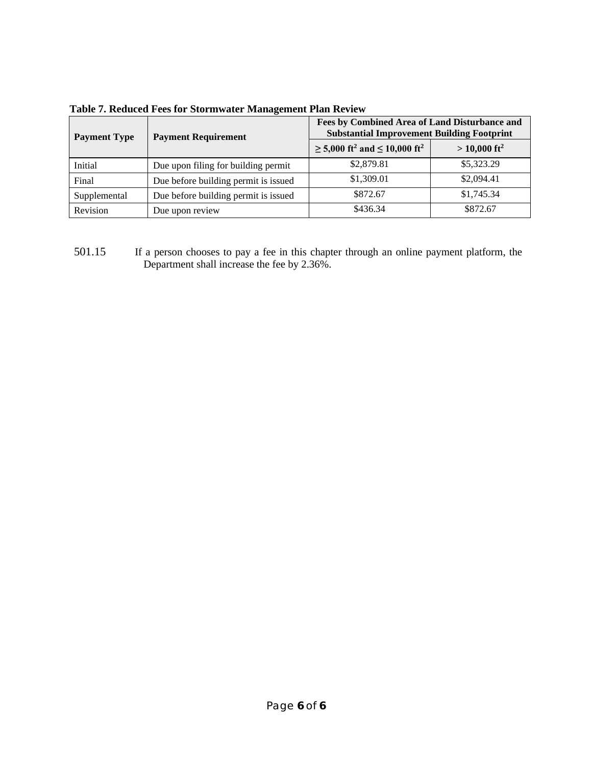**Table 7. Reduced Fees for Stormwater Management Plan Review**

| Payment Type | Payment Requirement | Fees by Combined Area of Land Disturbance and Substantial Improvement Building Footprint | |
|---|---|---|---|
| | | ≥ 5,000 $ft^2$ and ≤ 10,000 $ft^2$ | > 10,000 $ft^2$ |
| Initial | Due upon filing for building permit | $2,879.81 | $5,323.29 |
| Final | Due before building permit is issued | $1,309.01 | $2,094.41 |
| Supplemental | Due before building permit is issued | $872.67 | $1,745.34 |
| Revision | Due upon review | $436.34 | $872.67 |

501.15 If a person chooses to pay a fee in this chapter through an online payment platform, the Department shall increase the fee by 2.36%.